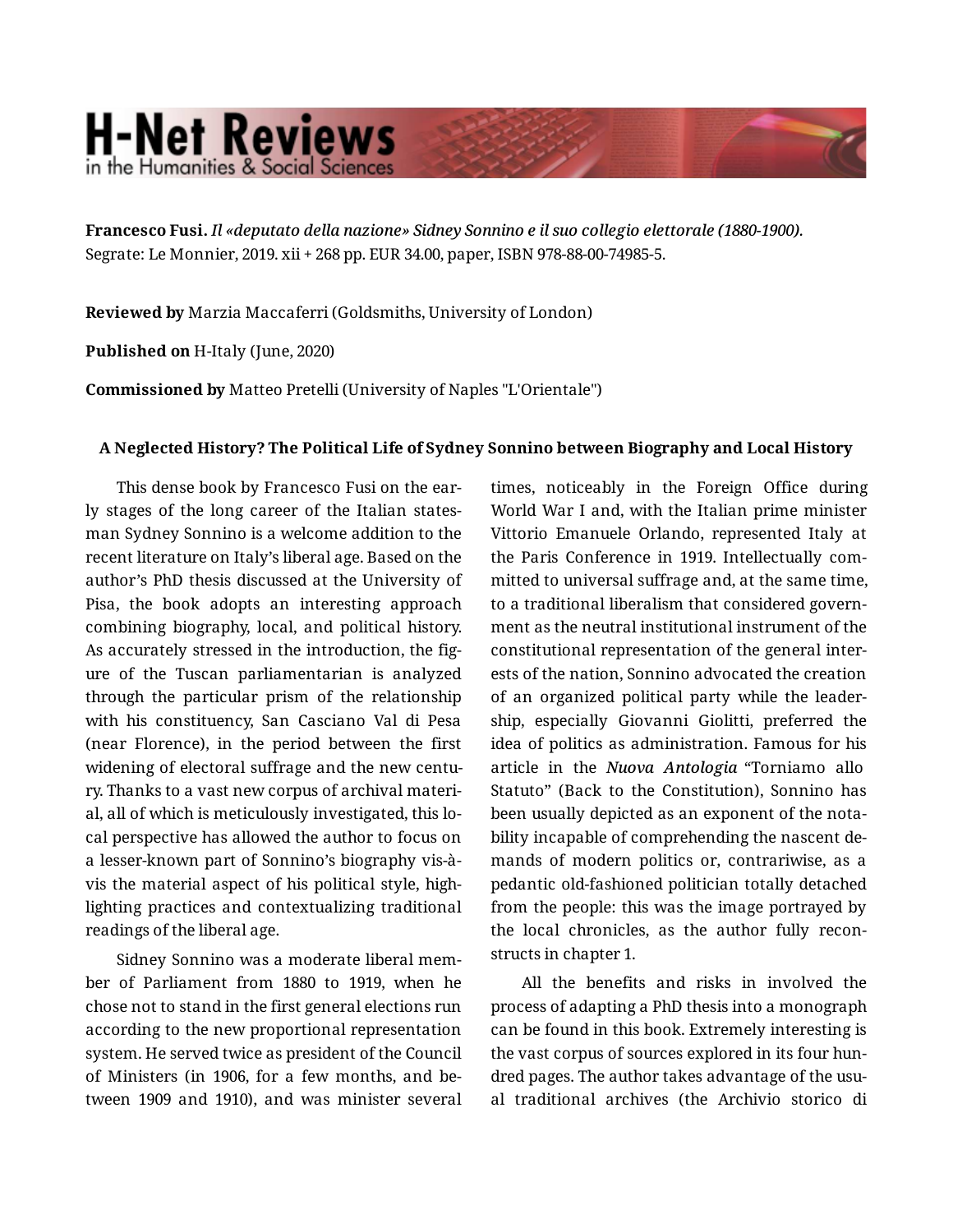# H-Net Reviews
in the Humanities & Social Sciences

**Francesco Fusi.** *Il «deputato della nazione» Sidney Sonnino e il suo collegio elettorale (1880-1900).* Segrate: Le Monnier, 2019. xii + 268 pp. EUR 34.00, paper, ISBN 978-88-00-74985-5.

**Reviewed by** Marzia Maccaferri (Goldsmiths, University of London)

**Published on** H-Italy (June, 2020)

**Commissioned by** Matteo Pretelli (University of Naples "L'Orientale")

### A Neglected History? The Political Life of Sydney Sonnino between Biography and Local History

This dense book by Francesco Fusi on the early stages of the long career of the Italian statesman Sydney Sonnino is a welcome addition to the recent literature on Italy's liberal age. Based on the author's PhD thesis discussed at the University of Pisa, the book adopts an interesting approach combining biography, local, and political history. As accurately stressed in the introduction, the figure of the Tuscan parliamentarian is analyzed through the particular prism of the relationship with his constituency, San Casciano Val di Pesa (near Florence), in the period between the first widening of electoral suffrage and the new century. Thanks to a vast new corpus of archival material, all of which is meticulously investigated, this local perspective has allowed the author to focus on a lesser-known part of Sonnino's biography vis-à-vis the material aspect of his political style, highlighting practices and contextualizing traditional readings of the liberal age.

Sidney Sonnino was a moderate liberal member of Parliament from 1880 to 1919, when he chose not to stand in the first general elections run according to the new proportional representation system. He served twice as president of the Council of Ministers (in 1906, for a few months, and between 1909 and 1910), and was minister several times, noticeably in the Foreign Office during World War I and, with the Italian prime minister Vittorio Emanuele Orlando, represented Italy at the Paris Conference in 1919. Intellectually committed to universal suffrage and, at the same time, to a traditional liberalism that considered government as the neutral institutional instrument of the constitutional representation of the general interests of the nation, Sonnino advocated the creation of an organized political party while the leadership, especially Giovanni Giolitti, preferred the idea of politics as administration. Famous for his article in the *Nuova Antologia* "Torniamo allo Statuto" (Back to the Constitution), Sonnino has been usually depicted as an exponent of the notability incapable of comprehending the nascent demands of modern politics or, contrariwise, as a pedantic old-fashioned politician totally detached from the people: this was the image portrayed by the local chronicles, as the author fully reconstructs in chapter 1.

All the benefits and risks in involved the process of adapting a PhD thesis into a monograph can be found in this book. Extremely interesting is the vast corpus of sources explored in its four hundred pages. The author takes advantage of the usual traditional archives (the Archivio storico di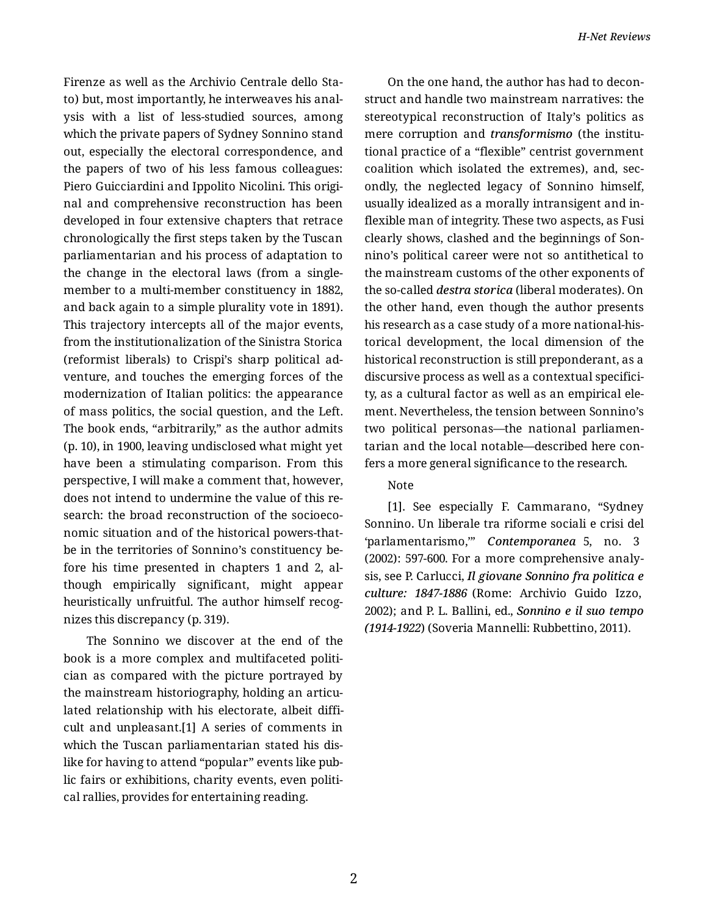Firenze as well as the Archivio Centrale dello Stato) but, most importantly, he interweaves his analysis with a list of less-studied sources, among which the private papers of Sydney Sonnino stand out, especially the electoral correspondence, and the papers of two of his less famous colleagues: Piero Guicciardini and Ippolito Nicolini. This original and comprehensive reconstruction has been developed in four extensive chapters that retrace chronologically the first steps taken by the Tuscan parliamentarian and his process of adaptation to the change in the electoral laws (from a single-member to a multi-member constituency in 1882, and back again to a simple plurality vote in 1891). This trajectory intercepts all of the major events, from the institutionalization of the Sinistra Storica (reformist liberals) to Crispi's sharp political adventure, and touches the emerging forces of the modernization of Italian politics: the appearance of mass politics, the social question, and the Left. The book ends, "arbitrarily," as the author admits (p. 10), in 1900, leaving undisclosed what might yet have been a stimulating comparison. From this perspective, I will make a comment that, however, does not intend to undermine the value of this research: the broad reconstruction of the socioeconomic situation and of the historical powers-that-be in the territories of Sonnino's constituency before his time presented in chapters 1 and 2, although empirically significant, might appear heuristically unfruitful. The author himself recognizes this discrepancy (p. 319).

The Sonnino we discover at the end of the book is a more complex and multifaceted politician as compared with the picture portrayed by the mainstream historiography, holding an articulated relationship with his electorate, albeit difficult and unpleasant.[1] A series of comments in which the Tuscan parliamentarian stated his dislike for having to attend "popular" events like public fairs or exhibitions, charity events, even political rallies, provides for entertaining reading.

On the one hand, the author has had to deconstruct and handle two mainstream narratives: the stereotypical reconstruction of Italy's politics as mere corruption and *transformismo* (the institutional practice of a "flexible" centrist government coalition which isolated the extremes), and, secondly, the neglected legacy of Sonnino himself, usually idealized as a morally intransigent and inflexible man of integrity. These two aspects, as Fusi clearly shows, clashed and the beginnings of Sonnino's political career were not so antithetical to the mainstream customs of the other exponents of the so-called *destra storica* (liberal moderates). On the other hand, even though the author presents his research as a case study of a more national-historical development, the local dimension of the historical reconstruction is still preponderant, as a discursive process as well as a contextual specificity, as a cultural factor as well as an empirical element. Nevertheless, the tension between Sonnino's two political personas—the national parliamentarian and the local notable—described here confers a more general significance to the research.

Note

[1]. See especially F. Cammarano, "Sydney Sonnino. Un liberale tra riforme sociali e crisi del 'parlamentarismo,'" *Contemporanea* 5, no. 3 (2002): 597-600. For a more comprehensive analysis, see P. Carlucci, *Il giovane Sonnino fra politica e culture: 1847-1886* (Rome: Archivio Guido Izzo, 2002); and P. L. Ballini, ed., *Sonnino e il suo tempo (1914-1922)* (Soveria Mannelli: Rubbettino, 2011).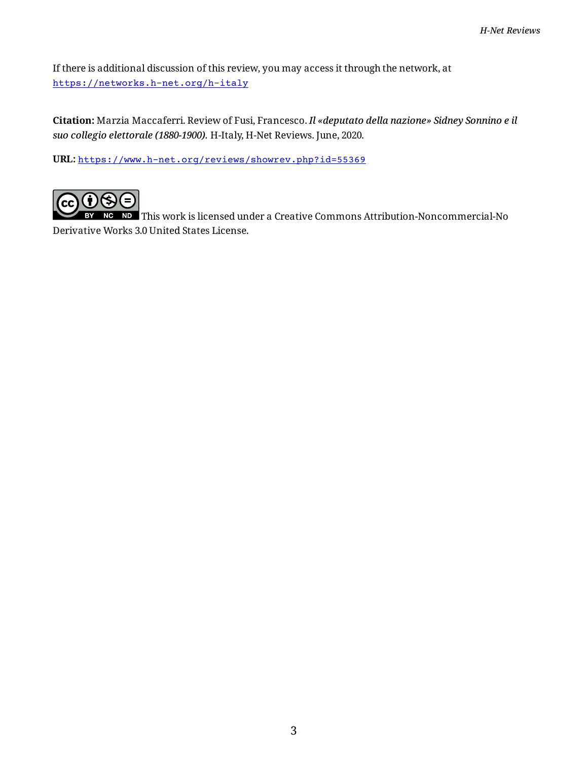If there is additional discussion of this review, you may access it through the network, at https://networks.h-net.org/h-italy

**Citation:** Marzia Maccaferri. Review of Fusi, Francesco. *Il «deputato della nazione» Sidney Sonnino e il suo collegio elettorale (1880-1900).* H-Italy, H-Net Reviews. June, 2020.

**URL:** https://www.h-net.org/reviews/showrev.php?id=55369

This work is licensed under a Creative Commons Attribution-Noncommercial-No Derivative Works 3.0 United States License.